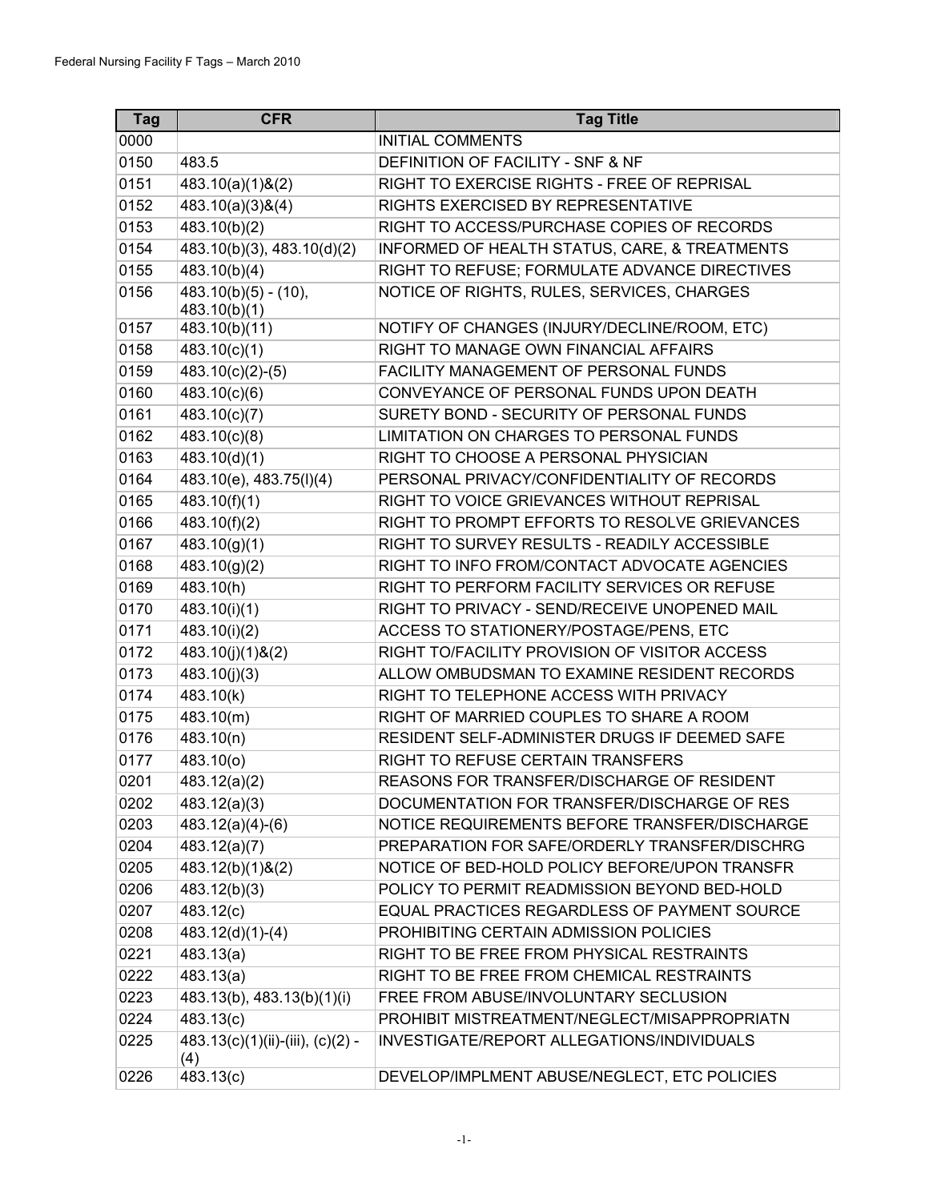| Tag | CFR | Tag Title |
|---|---|---|
| 0000 | | INITIAL COMMENTS |
| 0150 | 483.5 | DEFINITION OF FACILITY - SNF & NF |
| 0151 | 483.10(a)(1)&(2) | RIGHT TO EXERCISE RIGHTS - FREE OF REPRISAL |
| 0152 | 483.10(a)(3)&(4) | RIGHTS EXERCISED BY REPRESENTATIVE |
| 0153 | 483.10(b)(2) | RIGHT TO ACCESS/PURCHASE COPIES OF RECORDS |
| 0154 | 483.10(b)(3), 483.10(d)(2) | INFORMED OF HEALTH STATUS, CARE, & TREATMENTS |
| 0155 | 483.10(b)(4) | RIGHT TO REFUSE; FORMULATE ADVANCE DIRECTIVES |
| 0156 | 483.10(b)(5) - (10), 483.10(b)(1) | NOTICE OF RIGHTS, RULES, SERVICES, CHARGES |
| 0157 | 483.10(b)(11) | NOTIFY OF CHANGES (INJURY/DECLINE/ROOM, ETC) |
| 0158 | 483.10(c)(1) | RIGHT TO MANAGE OWN FINANCIAL AFFAIRS |
| 0159 | 483.10(c)(2)-(5) | FACILITY MANAGEMENT OF PERSONAL FUNDS |
| 0160 | 483.10(c)(6) | CONVEYANCE OF PERSONAL FUNDS UPON DEATH |
| 0161 | 483.10(c)(7) | SURETY BOND - SECURITY OF PERSONAL FUNDS |
| 0162 | 483.10(c)(8) | LIMITATION ON CHARGES TO PERSONAL FUNDS |
| 0163 | 483.10(d)(1) | RIGHT TO CHOOSE A PERSONAL PHYSICIAN |
| 0164 | 483.10(e), 483.75(l)(4) | PERSONAL PRIVACY/CONFIDENTIALITY OF RECORDS |
| 0165 | 483.10(f)(1) | RIGHT TO VOICE GRIEVANCES WITHOUT REPRISAL |
| 0166 | 483.10(f)(2) | RIGHT TO PROMPT EFFORTS TO RESOLVE GRIEVANCES |
| 0167 | 483.10(g)(1) | RIGHT TO SURVEY RESULTS - READILY ACCESSIBLE |
| 0168 | 483.10(g)(2) | RIGHT TO INFO FROM/CONTACT ADVOCATE AGENCIES |
| 0169 | 483.10(h) | RIGHT TO PERFORM FACILITY SERVICES OR REFUSE |
| 0170 | 483.10(i)(1) | RIGHT TO PRIVACY - SEND/RECEIVE UNOPENED MAIL |
| 0171 | 483.10(i)(2) | ACCESS TO STATIONERY/POSTAGE/PENS, ETC |
| 0172 | 483.10(j)(1)&(2) | RIGHT TO/FACILITY PROVISION OF VISITOR ACCESS |
| 0173 | 483.10(j)(3) | ALLOW OMBUDSMAN TO EXAMINE RESIDENT RECORDS |
| 0174 | 483.10(k) | RIGHT TO TELEPHONE ACCESS WITH PRIVACY |
| 0175 | 483.10(m) | RIGHT OF MARRIED COUPLES TO SHARE A ROOM |
| 0176 | 483.10(n) | RESIDENT SELF-ADMINISTER DRUGS IF DEEMED SAFE |
| 0177 | 483.10(o) | RIGHT TO REFUSE CERTAIN TRANSFERS |
| 0201 | 483.12(a)(2) | REASONS FOR TRANSFER/DISCHARGE OF RESIDENT |
| 0202 | 483.12(a)(3) | DOCUMENTATION FOR TRANSFER/DISCHARGE OF RES |
| 0203 | 483.12(a)(4)-(6) | NOTICE REQUIREMENTS BEFORE TRANSFER/DISCHARGE |
| 0204 | 483.12(a)(7) | PREPARATION FOR SAFE/ORDERLY TRANSFER/DISCHRG |
| 0205 | 483.12(b)(1)&(2) | NOTICE OF BED-HOLD POLICY BEFORE/UPON TRANSFR |
| 0206 | 483.12(b)(3) | POLICY TO PERMIT READMISSION BEYOND BED-HOLD |
| 0207 | 483.12(c) | EQUAL PRACTICES REGARDLESS OF PAYMENT SOURCE |
| 0208 | 483.12(d)(1)-(4) | PROHIBITING CERTAIN ADMISSION POLICIES |
| 0221 | 483.13(a) | RIGHT TO BE FREE FROM PHYSICAL RESTRAINTS |
| 0222 | 483.13(a) | RIGHT TO BE FREE FROM CHEMICAL RESTRAINTS |
| 0223 | 483.13(b), 483.13(b)(1)(i) | FREE FROM ABUSE/INVOLUNTARY SECLUSION |
| 0224 | 483.13(c) | PROHIBIT MISTREATMENT/NEGLECT/MISAPPROPRIATN |
| 0225 | 483.13(c)(1)(ii)-(iii), (c)(2) - (4) | INVESTIGATE/REPORT ALLEGATIONS/INDIVIDUALS |
| 0226 | 483.13(c) | DEVELOP/IMPLMENT ABUSE/NEGLECT, ETC POLICIES |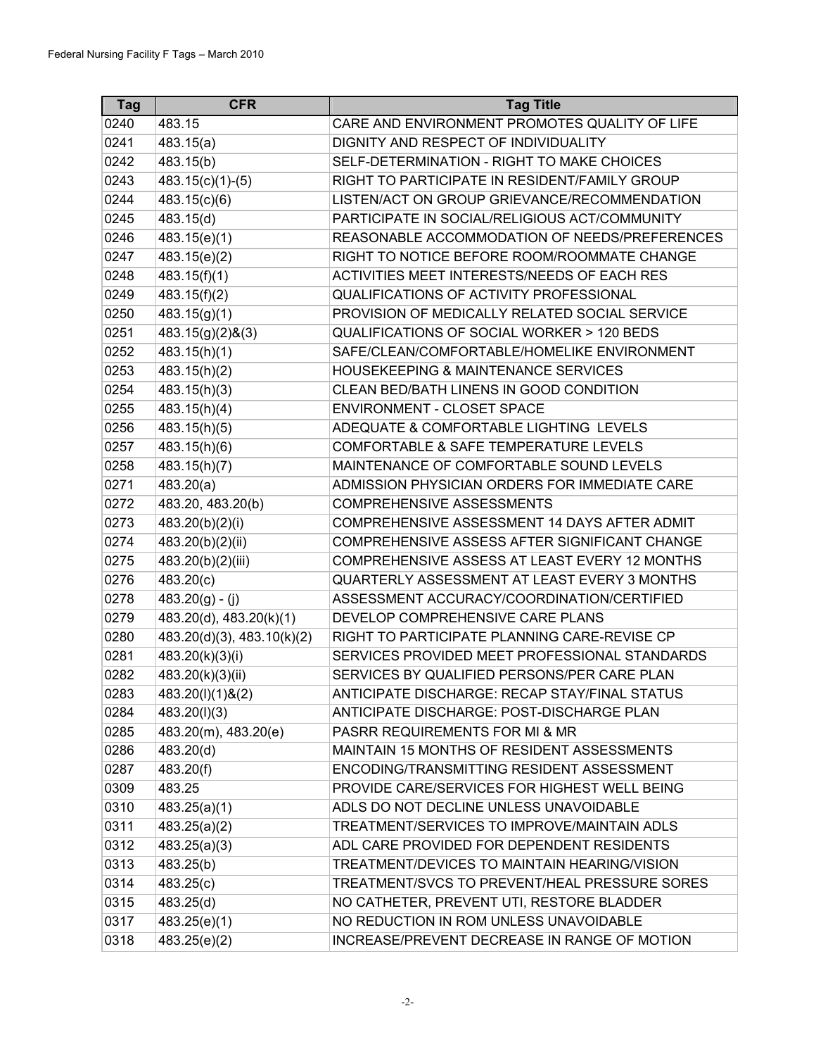| Tag | CFR | Tag Title |
|---|---|---|
| 0240 | 483.15 | CARE AND ENVIRONMENT PROMOTES QUALITY OF LIFE |
| 0241 | 483.15(a) | DIGNITY AND RESPECT OF INDIVIDUALITY |
| 0242 | 483.15(b) | SELF-DETERMINATION - RIGHT TO MAKE CHOICES |
| 0243 | 483.15(c)(1)-(5) | RIGHT TO PARTICIPATE IN RESIDENT/FAMILY GROUP |
| 0244 | 483.15(c)(6) | LISTEN/ACT ON GROUP GRIEVANCE/RECOMMENDATION |
| 0245 | 483.15(d) | PARTICIPATE IN SOCIAL/RELIGIOUS ACT/COMMUNITY |
| 0246 | 483.15(e)(1) | REASONABLE ACCOMMODATION OF NEEDS/PREFERENCES |
| 0247 | 483.15(e)(2) | RIGHT TO NOTICE BEFORE ROOM/ROOMMATE CHANGE |
| 0248 | 483.15(f)(1) | ACTIVITIES MEET INTERESTS/NEEDS OF EACH RES |
| 0249 | 483.15(f)(2) | QUALIFICATIONS OF ACTIVITY PROFESSIONAL |
| 0250 | 483.15(g)(1) | PROVISION OF MEDICALLY RELATED SOCIAL SERVICE |
| 0251 | 483.15(g)(2)&(3) | QUALIFICATIONS OF SOCIAL WORKER > 120 BEDS |
| 0252 | 483.15(h)(1) | SAFE/CLEAN/COMFORTABLE/HOMELIKE ENVIRONMENT |
| 0253 | 483.15(h)(2) | HOUSEKEEPING & MAINTENANCE SERVICES |
| 0254 | 483.15(h)(3) | CLEAN BED/BATH LINENS IN GOOD CONDITION |
| 0255 | 483.15(h)(4) | ENVIRONMENT - CLOSET SPACE |
| 0256 | 483.15(h)(5) | ADEQUATE & COMFORTABLE LIGHTING LEVELS |
| 0257 | 483.15(h)(6) | COMFORTABLE & SAFE TEMPERATURE LEVELS |
| 0258 | 483.15(h)(7) | MAINTENANCE OF COMFORTABLE SOUND LEVELS |
| 0271 | 483.20(a) | ADMISSION PHYSICIAN ORDERS FOR IMMEDIATE CARE |
| 0272 | 483.20, 483.20(b) | COMPREHENSIVE ASSESSMENTS |
| 0273 | 483.20(b)(2)(i) | COMPREHENSIVE ASSESSMENT 14 DAYS AFTER ADMIT |
| 0274 | 483.20(b)(2)(ii) | COMPREHENSIVE ASSESS AFTER SIGNIFICANT CHANGE |
| 0275 | 483.20(b)(2)(iii) | COMPREHENSIVE ASSESS AT LEAST EVERY 12 MONTHS |
| 0276 | 483.20(c) | QUARTERLY ASSESSMENT AT LEAST EVERY 3 MONTHS |
| 0278 | 483.20(g) - (j) | ASSESSMENT ACCURACY/COORDINATION/CERTIFIED |
| 0279 | 483.20(d), 483.20(k)(1) | DEVELOP COMPREHENSIVE CARE PLANS |
| 0280 | 483.20(d)(3), 483.10(k)(2) | RIGHT TO PARTICIPATE PLANNING CARE-REVISE CP |
| 0281 | 483.20(k)(3)(i) | SERVICES PROVIDED MEET PROFESSIONAL STANDARDS |
| 0282 | 483.20(k)(3)(ii) | SERVICES BY QUALIFIED PERSONS/PER CARE PLAN |
| 0283 | 483.20(l)(1)&(2) | ANTICIPATE DISCHARGE: RECAP STAY/FINAL STATUS |
| 0284 | 483.20(l)(3) | ANTICIPATE DISCHARGE: POST-DISCHARGE PLAN |
| 0285 | 483.20(m), 483.20(e) | PASRR REQUIREMENTS FOR MI & MR |
| 0286 | 483.20(d) | MAINTAIN 15 MONTHS OF RESIDENT ASSESSMENTS |
| 0287 | 483.20(f) | ENCODING/TRANSMITTING RESIDENT ASSESSMENT |
| 0309 | 483.25 | PROVIDE CARE/SERVICES FOR HIGHEST WELL BEING |
| 0310 | 483.25(a)(1) | ADLS DO NOT DECLINE UNLESS UNAVOIDABLE |
| 0311 | 483.25(a)(2) | TREATMENT/SERVICES TO IMPROVE/MAINTAIN ADLS |
| 0312 | 483.25(a)(3) | ADL CARE PROVIDED FOR DEPENDENT RESIDENTS |
| 0313 | 483.25(b) | TREATMENT/DEVICES TO MAINTAIN HEARING/VISION |
| 0314 | 483.25(c) | TREATMENT/SVCS TO PREVENT/HEAL PRESSURE SORES |
| 0315 | 483.25(d) | NO CATHETER, PREVENT UTI, RESTORE BLADDER |
| 0317 | 483.25(e)(1) | NO REDUCTION IN ROM UNLESS UNAVOIDABLE |
| 0318 | 483.25(e)(2) | INCREASE/PREVENT DECREASE IN RANGE OF MOTION |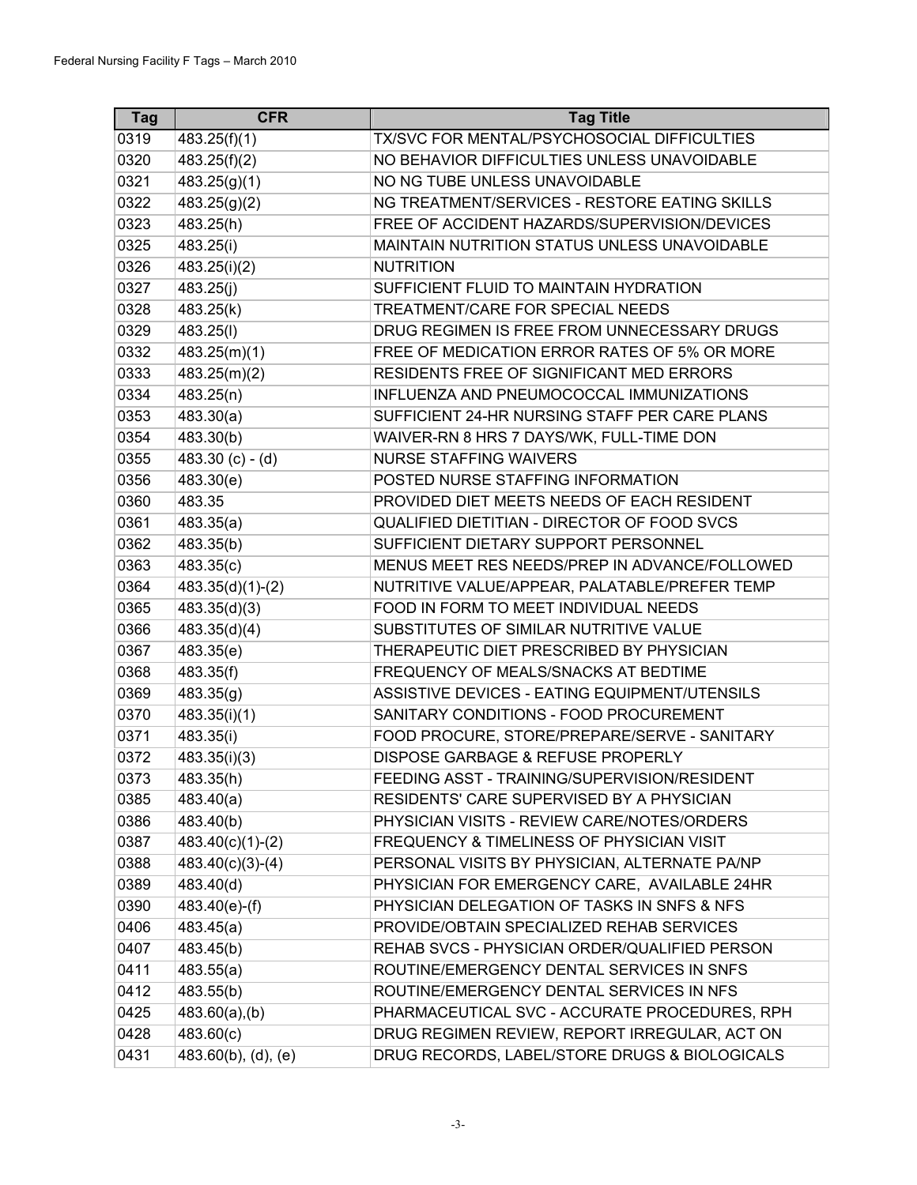| Tag | CFR | Tag Title |
|---|---|---|
| 0319 | 483.25(f)(1) | TX/SVC FOR MENTAL/PSYCHOSOCIAL DIFFICULTIES |
| 0320 | 483.25(f)(2) | NO BEHAVIOR DIFFICULTIES UNLESS UNAVOIDABLE |
| 0321 | 483.25(g)(1) | NO NG TUBE UNLESS UNAVOIDABLE |
| 0322 | 483.25(g)(2) | NG TREATMENT/SERVICES - RESTORE EATING SKILLS |
| 0323 | 483.25(h) | FREE OF ACCIDENT HAZARDS/SUPERVISION/DEVICES |
| 0325 | 483.25(i) | MAINTAIN NUTRITION STATUS UNLESS UNAVOIDABLE |
| 0326 | 483.25(i)(2) | NUTRITION |
| 0327 | 483.25(j) | SUFFICIENT FLUID TO MAINTAIN HYDRATION |
| 0328 | 483.25(k) | TREATMENT/CARE FOR SPECIAL NEEDS |
| 0329 | 483.25(l) | DRUG REGIMEN IS FREE FROM UNNECESSARY DRUGS |
| 0332 | 483.25(m)(1) | FREE OF MEDICATION ERROR RATES OF 5% OR MORE |
| 0333 | 483.25(m)(2) | RESIDENTS FREE OF SIGNIFICANT MED ERRORS |
| 0334 | 483.25(n) | INFLUENZA AND PNEUMOCOCCAL IMMUNIZATIONS |
| 0353 | 483.30(a) | SUFFICIENT 24-HR NURSING STAFF PER CARE PLANS |
| 0354 | 483.30(b) | WAIVER-RN 8 HRS 7 DAYS/WK, FULL-TIME DON |
| 0355 | 483.30 (c) - (d) | NURSE STAFFING WAIVERS |
| 0356 | 483.30(e) | POSTED NURSE STAFFING INFORMATION |
| 0360 | 483.35 | PROVIDED DIET MEETS NEEDS OF EACH RESIDENT |
| 0361 | 483.35(a) | QUALIFIED DIETITIAN - DIRECTOR OF FOOD SVCS |
| 0362 | 483.35(b) | SUFFICIENT DIETARY SUPPORT PERSONNEL |
| 0363 | 483.35(c) | MENUS MEET RES NEEDS/PREP IN ADVANCE/FOLLOWED |
| 0364 | 483.35(d)(1)-(2) | NUTRITIVE VALUE/APPEAR, PALATABLE/PREFER TEMP |
| 0365 | 483.35(d)(3) | FOOD IN FORM TO MEET INDIVIDUAL NEEDS |
| 0366 | 483.35(d)(4) | SUBSTITUTES OF SIMILAR NUTRITIVE VALUE |
| 0367 | 483.35(e) | THERAPEUTIC DIET PRESCRIBED BY PHYSICIAN |
| 0368 | 483.35(f) | FREQUENCY OF MEALS/SNACKS AT BEDTIME |
| 0369 | 483.35(g) | ASSISTIVE DEVICES - EATING EQUIPMENT/UTENSILS |
| 0370 | 483.35(i)(1) | SANITARY CONDITIONS - FOOD PROCUREMENT |
| 0371 | 483.35(i) | FOOD PROCURE, STORE/PREPARE/SERVE - SANITARY |
| 0372 | 483.35(i)(3) | DISPOSE GARBAGE & REFUSE PROPERLY |
| 0373 | 483.35(h) | FEEDING ASST - TRAINING/SUPERVISION/RESIDENT |
| 0385 | 483.40(a) | RESIDENTS' CARE SUPERVISED BY A PHYSICIAN |
| 0386 | 483.40(b) | PHYSICIAN VISITS - REVIEW CARE/NOTES/ORDERS |
| 0387 | 483.40(c)(1)-(2) | FREQUENCY & TIMELINESS OF PHYSICIAN VISIT |
| 0388 | 483.40(c)(3)-(4) | PERSONAL VISITS BY PHYSICIAN, ALTERNATE PA/NP |
| 0389 | 483.40(d) | PHYSICIAN FOR EMERGENCY CARE, AVAILABLE 24HR |
| 0390 | 483.40(e)-(f) | PHYSICIAN DELEGATION OF TASKS IN SNFS & NFS |
| 0406 | 483.45(a) | PROVIDE/OBTAIN SPECIALIZED REHAB SERVICES |
| 0407 | 483.45(b) | REHAB SVCS - PHYSICIAN ORDER/QUALIFIED PERSON |
| 0411 | 483.55(a) | ROUTINE/EMERGENCY DENTAL SERVICES IN SNFS |
| 0412 | 483.55(b) | ROUTINE/EMERGENCY DENTAL SERVICES IN NFS |
| 0425 | 483.60(a),(b) | PHARMACEUTICAL SVC - ACCURATE PROCEDURES, RPH |
| 0428 | 483.60(c) | DRUG REGIMEN REVIEW, REPORT IRREGULAR, ACT ON |
| 0431 | 483.60(b), (d), (e) | DRUG RECORDS, LABEL/STORE DRUGS & BIOLOGICALS |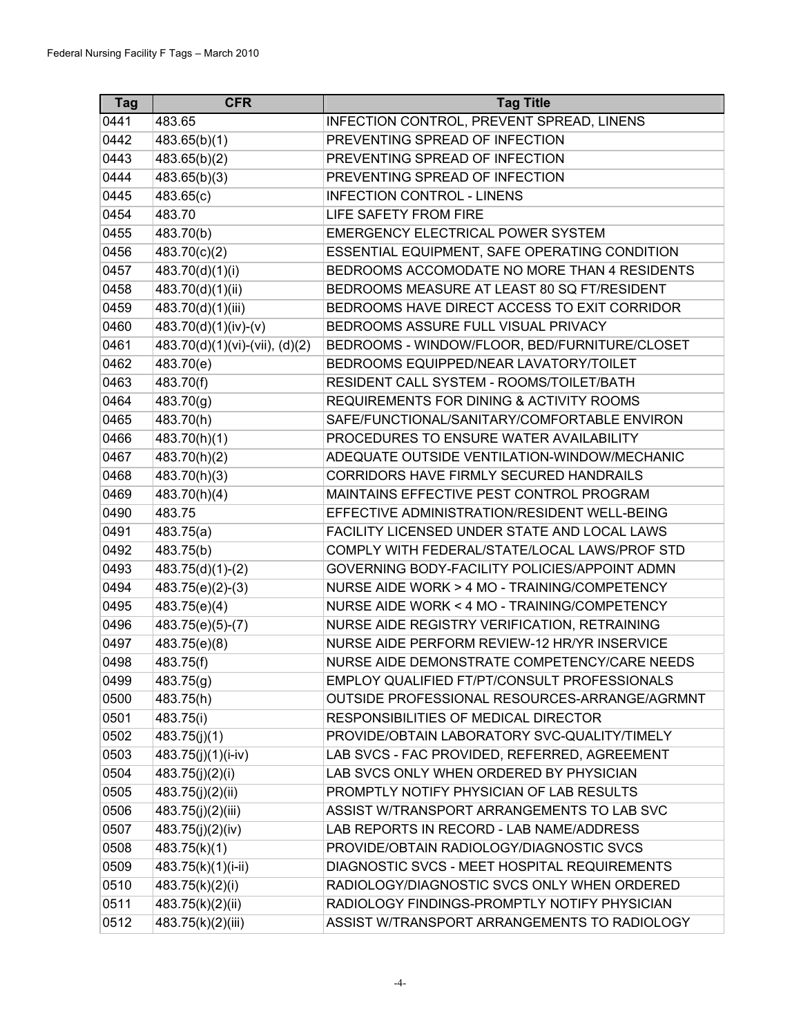| Tag | CFR | Tag Title |
|---|---|---|
| 0441 | 483.65 | INFECTION CONTROL, PREVENT SPREAD, LINENS |
| 0442 | 483.65(b)(1) | PREVENTING SPREAD OF INFECTION |
| 0443 | 483.65(b)(2) | PREVENTING SPREAD OF INFECTION |
| 0444 | 483.65(b)(3) | PREVENTING SPREAD OF INFECTION |
| 0445 | 483.65(c) | INFECTION CONTROL - LINENS |
| 0454 | 483.70 | LIFE SAFETY FROM FIRE |
| 0455 | 483.70(b) | EMERGENCY ELECTRICAL POWER SYSTEM |
| 0456 | 483.70(c)(2) | ESSENTIAL EQUIPMENT, SAFE OPERATING CONDITION |
| 0457 | 483.70(d)(1)(i) | BEDROOMS ACCOMODATE NO MORE THAN 4 RESIDENTS |
| 0458 | 483.70(d)(1)(ii) | BEDROOMS MEASURE AT LEAST 80 SQ FT/RESIDENT |
| 0459 | 483.70(d)(1)(iii) | BEDROOMS HAVE DIRECT ACCESS TO EXIT CORRIDOR |
| 0460 | 483.70(d)(1)(iv)-(v) | BEDROOMS ASSURE FULL VISUAL PRIVACY |
| 0461 | 483.70(d)(1)(vi)-(vii), (d)(2) | BEDROOMS - WINDOW/FLOOR, BED/FURNITURE/CLOSET |
| 0462 | 483.70(e) | BEDROOMS EQUIPPED/NEAR LAVATORY/TOILET |
| 0463 | 483.70(f) | RESIDENT CALL SYSTEM - ROOMS/TOILET/BATH |
| 0464 | 483.70(g) | REQUIREMENTS FOR DINING & ACTIVITY ROOMS |
| 0465 | 483.70(h) | SAFE/FUNCTIONAL/SANITARY/COMFORTABLE ENVIRON |
| 0466 | 483.70(h)(1) | PROCEDURES TO ENSURE WATER AVAILABILITY |
| 0467 | 483.70(h)(2) | ADEQUATE OUTSIDE VENTILATION-WINDOW/MECHANIC |
| 0468 | 483.70(h)(3) | CORRIDORS HAVE FIRMLY SECURED HANDRAILS |
| 0469 | 483.70(h)(4) | MAINTAINS EFFECTIVE PEST CONTROL PROGRAM |
| 0490 | 483.75 | EFFECTIVE ADMINISTRATION/RESIDENT WELL-BEING |
| 0491 | 483.75(a) | FACILITY LICENSED UNDER STATE AND LOCAL LAWS |
| 0492 | 483.75(b) | COMPLY WITH FEDERAL/STATE/LOCAL LAWS/PROF STD |
| 0493 | 483.75(d)(1)-(2) | GOVERNING BODY-FACILITY POLICIES/APPOINT ADMN |
| 0494 | 483.75(e)(2)-(3) | NURSE AIDE WORK > 4 MO - TRAINING/COMPETENCY |
| 0495 | 483.75(e)(4) | NURSE AIDE WORK < 4 MO - TRAINING/COMPETENCY |
| 0496 | 483.75(e)(5)-(7) | NURSE AIDE REGISTRY VERIFICATION, RETRAINING |
| 0497 | 483.75(e)(8) | NURSE AIDE PERFORM REVIEW-12 HR/YR INSERVICE |
| 0498 | 483.75(f) | NURSE AIDE DEMONSTRATE COMPETENCY/CARE NEEDS |
| 0499 | 483.75(g) | EMPLOY QUALIFIED FT/PT/CONSULT PROFESSIONALS |
| 0500 | 483.75(h) | OUTSIDE PROFESSIONAL RESOURCES-ARRANGE/AGRMNT |
| 0501 | 483.75(i) | RESPONSIBILITIES OF MEDICAL DIRECTOR |
| 0502 | 483.75(j)(1) | PROVIDE/OBTAIN LABORATORY SVC-QUALITY/TIMELY |
| 0503 | 483.75(j)(1)(i-iv) | LAB SVCS - FAC PROVIDED, REFERRED, AGREEMENT |
| 0504 | 483.75(j)(2)(i) | LAB SVCS ONLY WHEN ORDERED BY PHYSICIAN |
| 0505 | 483.75(j)(2)(ii) | PROMPTLY NOTIFY PHYSICIAN OF LAB RESULTS |
| 0506 | 483.75(j)(2)(iii) | ASSIST W/TRANSPORT ARRANGEMENTS TO LAB SVC |
| 0507 | 483.75(j)(2)(iv) | LAB REPORTS IN RECORD - LAB NAME/ADDRESS |
| 0508 | 483.75(k)(1) | PROVIDE/OBTAIN RADIOLOGY/DIAGNOSTIC SVCS |
| 0509 | 483.75(k)(1)(i-ii) | DIAGNOSTIC SVCS - MEET HOSPITAL REQUIREMENTS |
| 0510 | 483.75(k)(2)(i) | RADIOLOGY/DIAGNOSTIC SVCS ONLY WHEN ORDERED |
| 0511 | 483.75(k)(2)(ii) | RADIOLOGY FINDINGS-PROMPTLY NOTIFY PHYSICIAN |
| 0512 | 483.75(k)(2)(iii) | ASSIST W/TRANSPORT ARRANGEMENTS TO RADIOLOGY |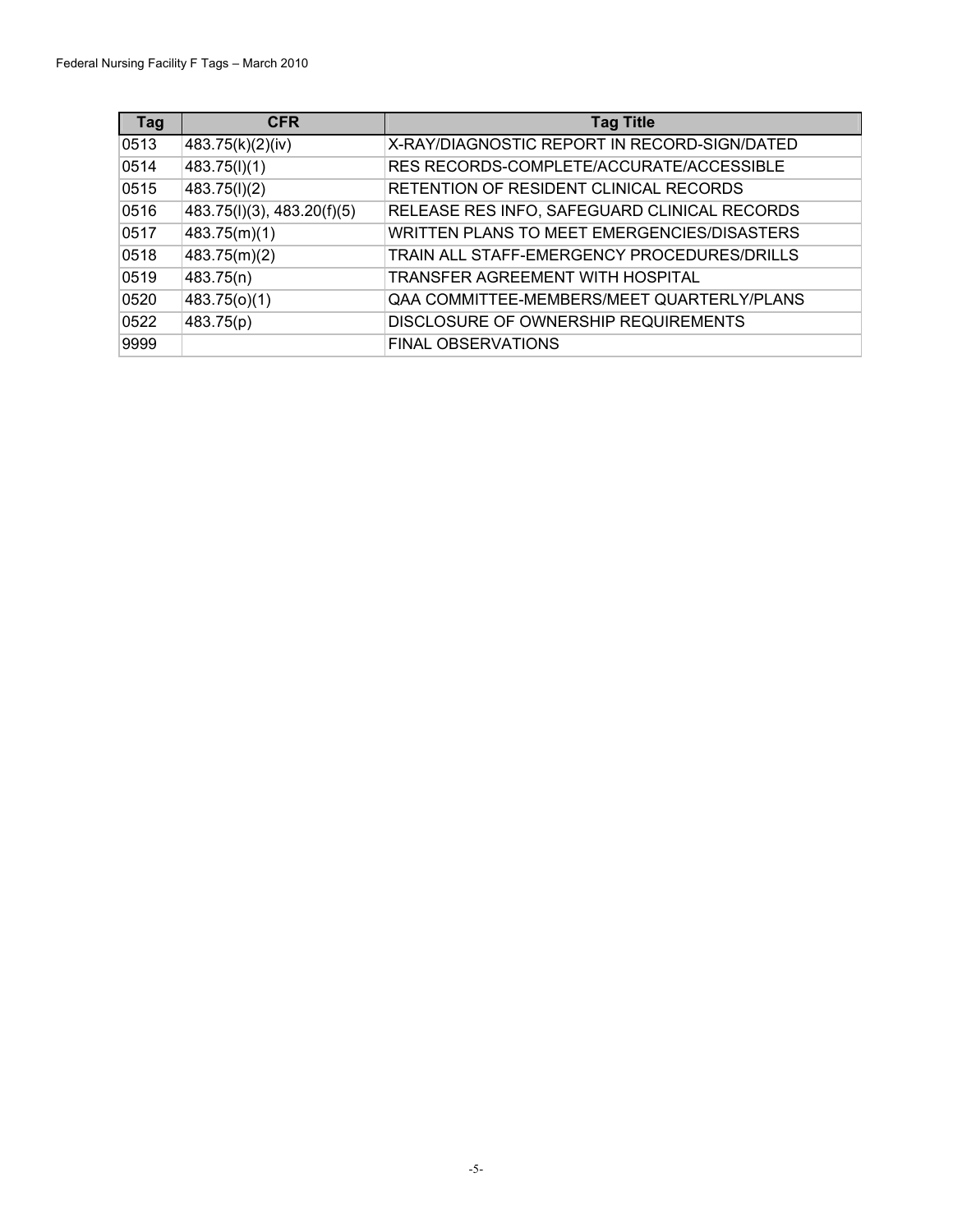| Tag | CFR | Tag Title |
|---|---|---|
| 0513 | 483.75(k)(2)(iv) | X-RAY/DIAGNOSTIC REPORT IN RECORD-SIGN/DATED |
| 0514 | 483.75(l)(1) | RES RECORDS-COMPLETE/ACCURATE/ACCESSIBLE |
| 0515 | 483.75(l)(2) | RETENTION OF RESIDENT CLINICAL RECORDS |
| 0516 | 483.75(l)(3), 483.20(f)(5) | RELEASE RES INFO, SAFEGUARD CLINICAL RECORDS |
| 0517 | 483.75(m)(1) | WRITTEN PLANS TO MEET EMERGENCIES/DISASTERS |
| 0518 | 483.75(m)(2) | TRAIN ALL STAFF-EMERGENCY PROCEDURES/DRILLS |
| 0519 | 483.75(n) | TRANSFER AGREEMENT WITH HOSPITAL |
| 0520 | 483.75(o)(1) | QAA COMMITTEE-MEMBERS/MEET QUARTERLY/PLANS |
| 0522 | 483.75(p) | DISCLOSURE OF OWNERSHIP REQUIREMENTS |
| 9999 | | FINAL OBSERVATIONS |